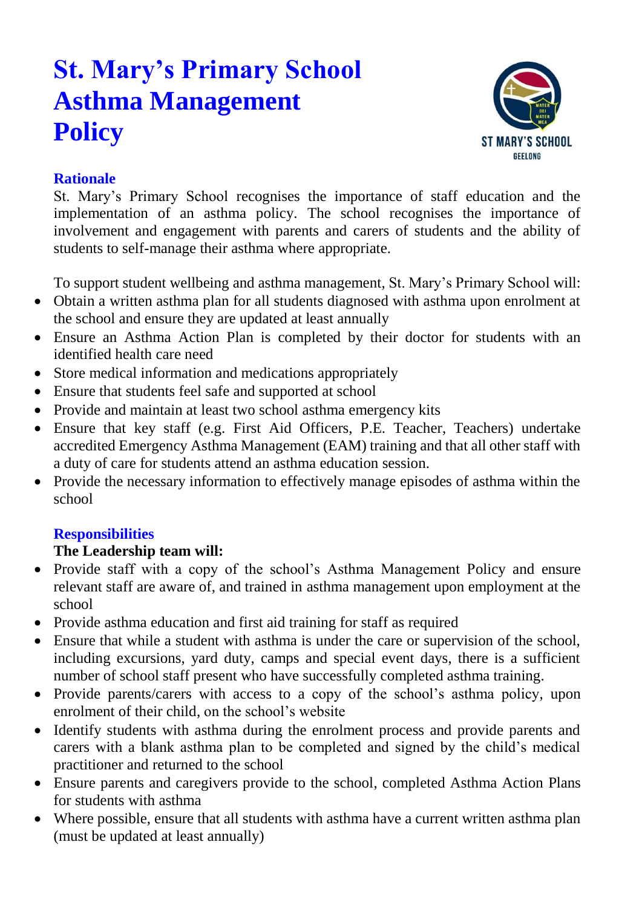# St. Mary's Primary School Asthma Management Policy

## Rationale

St. Mary's Primary School recognises the importance of staff education and the implementation of an asthma policy. The school recognises the importance of involvement and engagement with parents and carers of students and the ability of students to self-manage their asthma where appropriate.

To support student wellbeing and asthma management, St. Mary's Primary School will:

- Obtain a written asthma plan for all students diagnosed with asthma upon enrolment at the school and ensure they are updated at least annually
- Ensure an Asthma Action Plan is completed by their doctor for students with an identified health care need
- Store medical information and medications appropriately
- Ensure that students feel safe and supported at school
- Provide and maintain at least two school asthma emergency kits
- Ensure that key staff (e.g. First Aid Officers, P.E. Teacher, Teachers) undertake accredited Emergency Asthma Management (EAM) training and that all other staff with a duty of care for students attend an asthma education session.
- Provide the necessary information to effectively manage episodes of asthma within the school

## Responsibilities

**The Leadership team will:**

- Provide staff with a copy of the school's Asthma Management Policy and ensure relevant staff are aware of, and trained in asthma management upon employment at the school
- Provide asthma education and first aid training for staff as required
- Ensure that while a student with asthma is under the care or supervision of the school, including excursions, yard duty, camps and special event days, there is a sufficient number of school staff present who have successfully completed asthma training.
- Provide parents/carers with access to a copy of the school's asthma policy, upon enrolment of their child, on the school's website
- Identify students with asthma during the enrolment process and provide parents and carers with a blank asthma plan to be completed and signed by the child's medical practitioner and returned to the school
- Ensure parents and caregivers provide to the school, completed Asthma Action Plans for students with asthma
- Where possible, ensure that all students with asthma have a current written asthma plan (must be updated at least annually)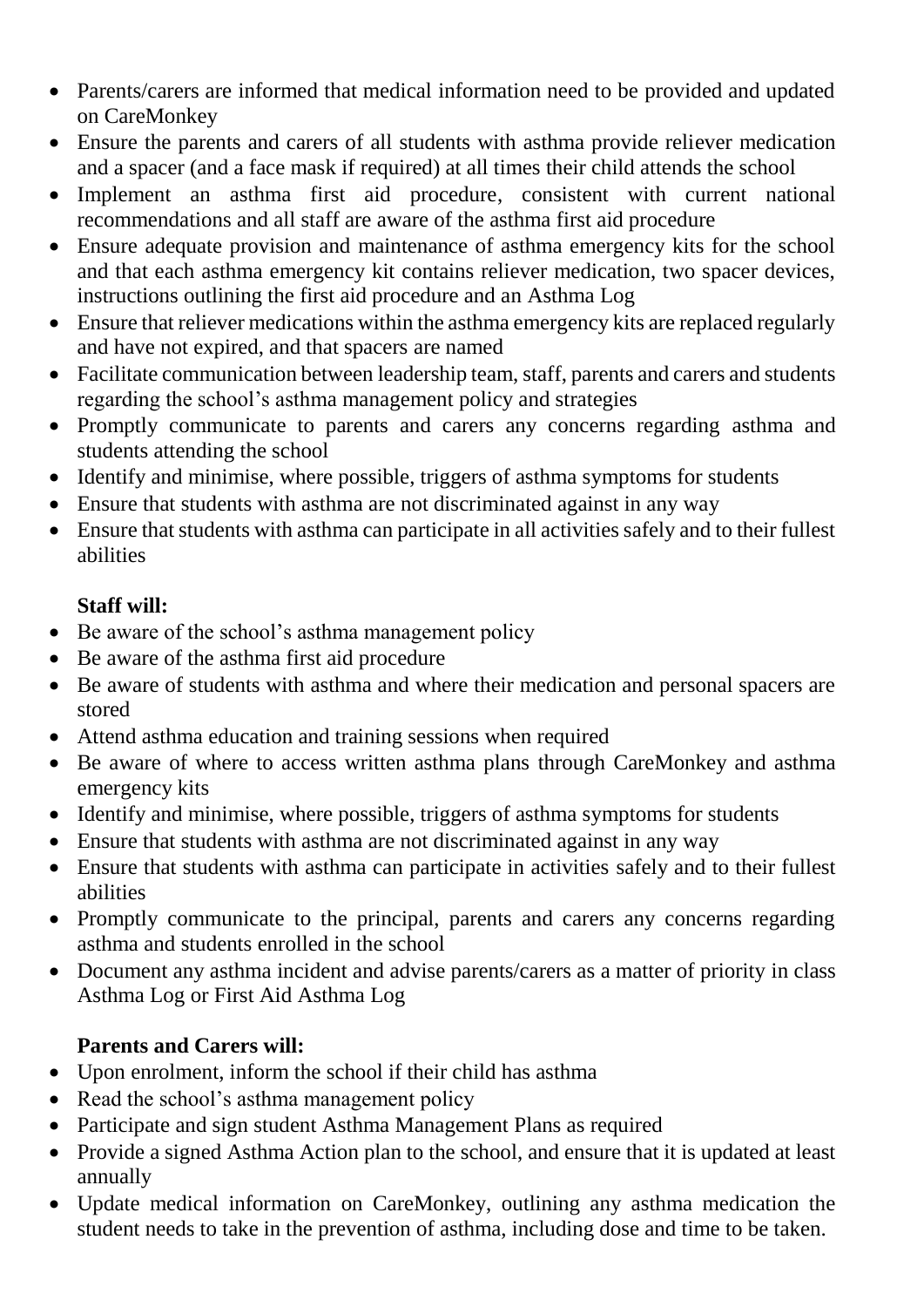- Parents/carers are informed that medical information need to be provided and updated on CareMonkey
- Ensure the parents and carers of all students with asthma provide reliever medication and a spacer (and a face mask if required) at all times their child attends the school
- Implement an asthma first aid procedure, consistent with current national recommendations and all staff are aware of the asthma first aid procedure
- Ensure adequate provision and maintenance of asthma emergency kits for the school and that each asthma emergency kit contains reliever medication, two spacer devices, instructions outlining the first aid procedure and an Asthma Log
- Ensure that reliever medications within the asthma emergency kits are replaced regularly and have not expired, and that spacers are named
- Facilitate communication between leadership team, staff, parents and carers and students regarding the school's asthma management policy and strategies
- Promptly communicate to parents and carers any concerns regarding asthma and students attending the school
- Identify and minimise, where possible, triggers of asthma symptoms for students
- Ensure that students with asthma are not discriminated against in any way
- Ensure that students with asthma can participate in all activities safely and to their fullest abilities

**Staff will:**

- Be aware of the school's asthma management policy
- Be aware of the asthma first aid procedure
- Be aware of students with asthma and where their medication and personal spacers are stored
- Attend asthma education and training sessions when required
- Be aware of where to access written asthma plans through CareMonkey and asthma emergency kits
- Identify and minimise, where possible, triggers of asthma symptoms for students
- Ensure that students with asthma are not discriminated against in any way
- Ensure that students with asthma can participate in activities safely and to their fullest abilities
- Promptly communicate to the principal, parents and carers any concerns regarding asthma and students enrolled in the school
- Document any asthma incident and advise parents/carers as a matter of priority in class Asthma Log or First Aid Asthma Log

**Parents and Carers will:**

- Upon enrolment, inform the school if their child has asthma
- Read the school's asthma management policy
- Participate and sign student Asthma Management Plans as required
- Provide a signed Asthma Action plan to the school, and ensure that it is updated at least annually
- Update medical information on CareMonkey, outlining any asthma medication the student needs to take in the prevention of asthma, including dose and time to be taken.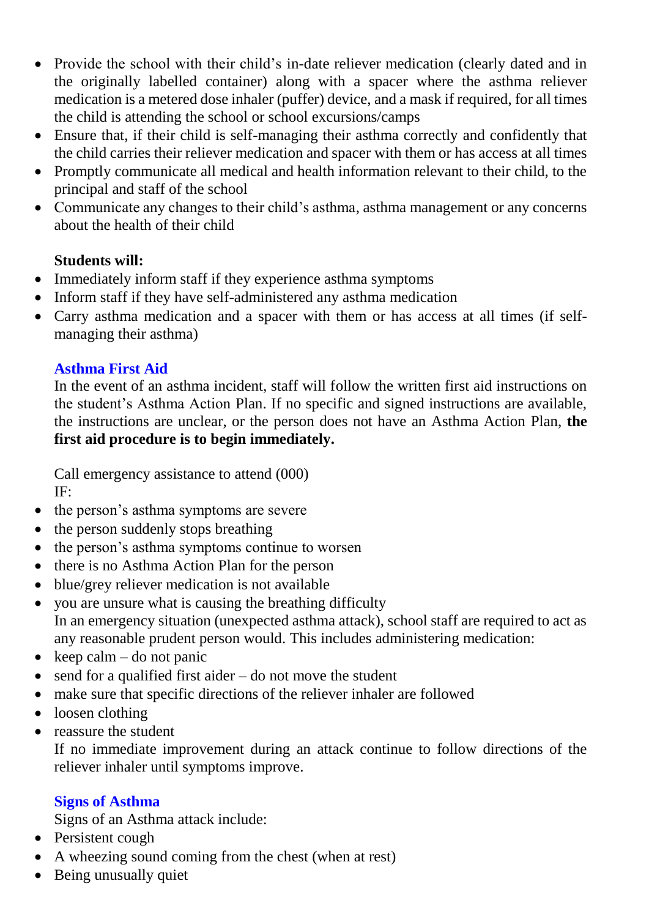- Provide the school with their child's in-date reliever medication (clearly dated and in the originally labelled container) along with a spacer where the asthma reliever medication is a metered dose inhaler (puffer) device, and a mask if required, for all times the child is attending the school or school excursions/camps
- Ensure that, if their child is self-managing their asthma correctly and confidently that the child carries their reliever medication and spacer with them or has access at all times
- Promptly communicate all medical and health information relevant to their child, to the principal and staff of the school
- Communicate any changes to their child's asthma, asthma management or any concerns about the health of their child

**Students will:**

- Immediately inform staff if they experience asthma symptoms
- Inform staff if they have self-administered any asthma medication
- Carry asthma medication and a spacer with them or has access at all times (if self-managing their asthma)

### Asthma First Aid

In the event of an asthma incident, staff will follow the written first aid instructions on the student's Asthma Action Plan. If no specific and signed instructions are available, the instructions are unclear, or the person does not have an Asthma Action Plan, **the first aid procedure is to begin immediately.**

Call emergency assistance to attend (000)
IF:

- the person's asthma symptoms are severe
- the person suddenly stops breathing
- the person's asthma symptoms continue to worsen
- there is no Asthma Action Plan for the person
- blue/grey reliever medication is not available
- you are unsure what is causing the breathing difficulty

In an emergency situation (unexpected asthma attack), school staff are required to act as any reasonable prudent person would. This includes administering medication:

- keep calm – do not panic
- send for a qualified first aider – do not move the student
- make sure that specific directions of the reliever inhaler are followed
- loosen clothing
- reassure the student

If no immediate improvement during an attack continue to follow directions of the reliever inhaler until symptoms improve.

### Signs of Asthma

Signs of an Asthma attack include:

- Persistent cough
- A wheezing sound coming from the chest (when at rest)
- Being unusually quiet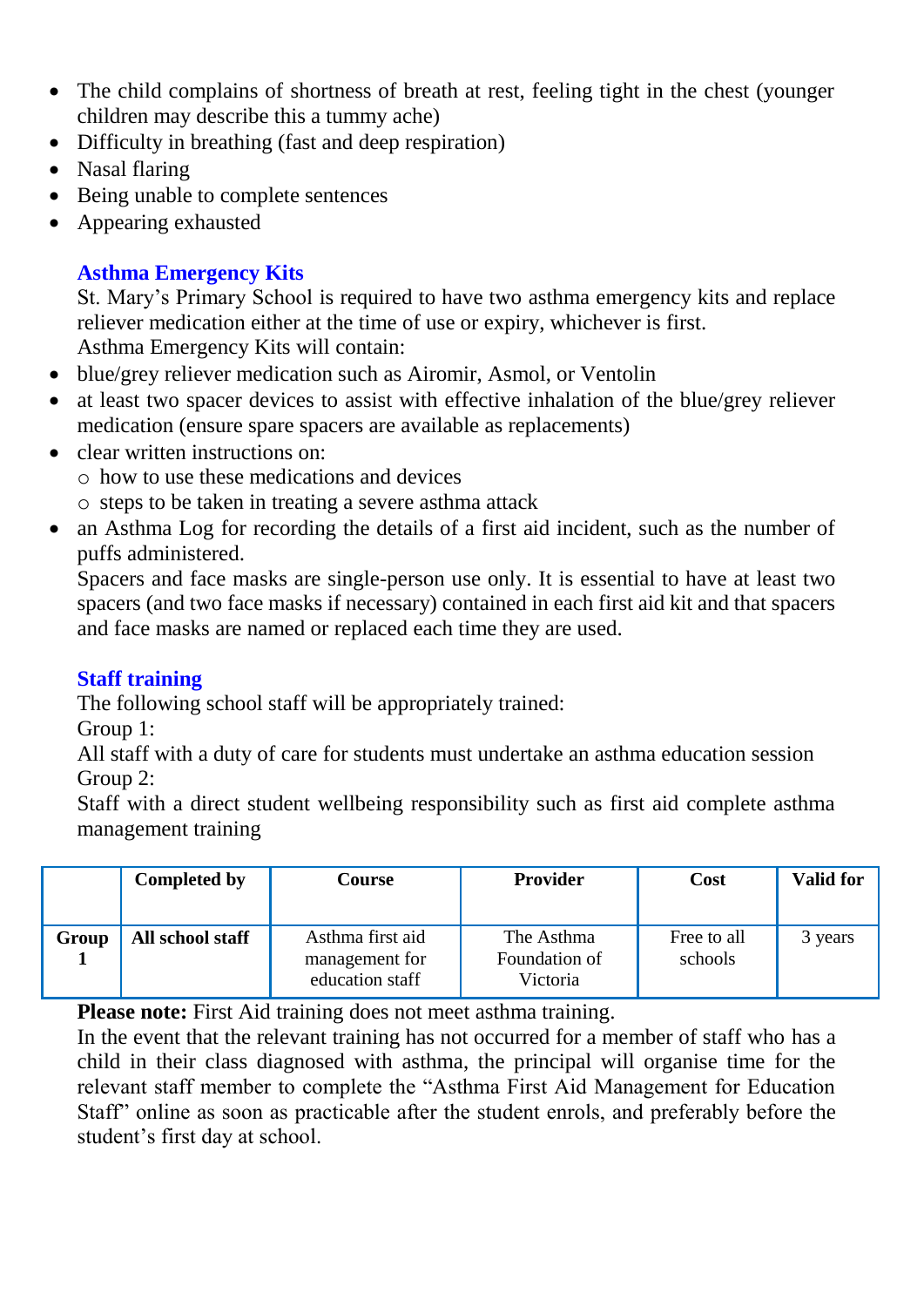- The child complains of shortness of breath at rest, feeling tight in the chest (younger children may describe this a tummy ache)
- Difficulty in breathing (fast and deep respiration)
- Nasal flaring
- Being unable to complete sentences
- Appearing exhausted

### Asthma Emergency Kits

St. Mary's Primary School is required to have two asthma emergency kits and replace reliever medication either at the time of use or expiry, whichever is first.

Asthma Emergency Kits will contain:

- blue/grey reliever medication such as Airomir, Asmol, or Ventolin
- at least two spacer devices to assist with effective inhalation of the blue/grey reliever medication (ensure spare spacers are available as replacements)
- clear written instructions on:
  - how to use these medications and devices
  - steps to be taken in treating a severe asthma attack
- an Asthma Log for recording the details of a first aid incident, such as the number of puffs administered.

Spacers and face masks are single-person use only. It is essential to have at least two spacers (and two face masks if necessary) contained in each first aid kit and that spacers and face masks are named or replaced each time they are used.

### Staff training

The following school staff will be appropriately trained:

Group 1:

All staff with a duty of care for students must undertake an asthma education session

Group 2:

Staff with a direct student wellbeing responsibility such as first aid complete asthma management training

| | Completed by | Course | Provider | Cost | Valid for |
|---|---|---|---|---|---|
| **Group 1** | **All school staff** | Asthma first aid management for education staff | The Asthma Foundation of Victoria | Free to all schools | 3 years |

**Please note:** First Aid training does not meet asthma training.

In the event that the relevant training has not occurred for a member of staff who has a child in their class diagnosed with asthma, the principal will organise time for the relevant staff member to complete the "Asthma First Aid Management for Education Staff" online as soon as practicable after the student enrols, and preferably before the student's first day at school.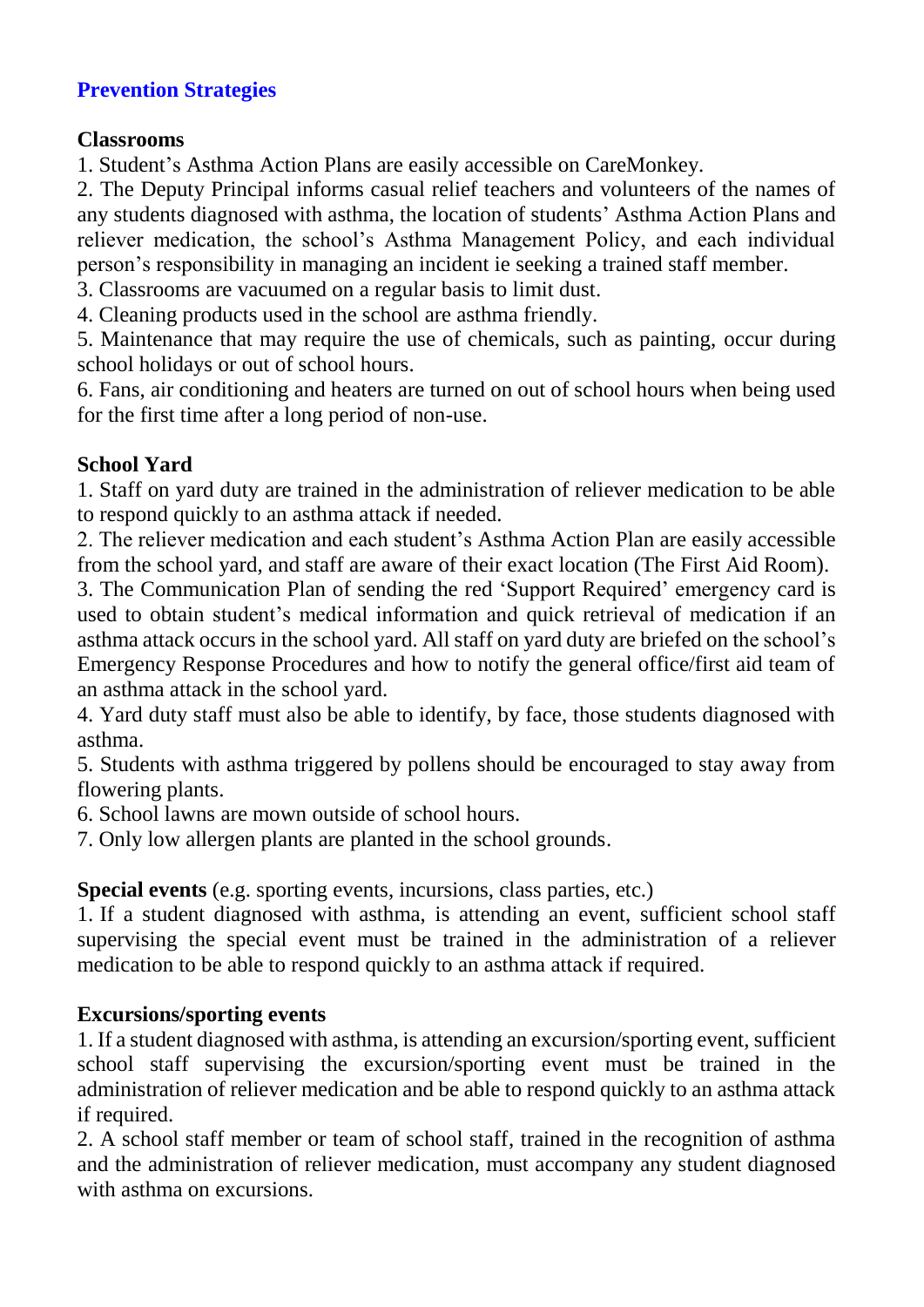## Prevention Strategies

**Classrooms**

1. Student's Asthma Action Plans are easily accessible on CareMonkey.
2. The Deputy Principal informs casual relief teachers and volunteers of the names of any students diagnosed with asthma, the location of students' Asthma Action Plans and reliever medication, the school's Asthma Management Policy, and each individual person's responsibility in managing an incident ie seeking a trained staff member.
3. Classrooms are vacuumed on a regular basis to limit dust.
4. Cleaning products used in the school are asthma friendly.
5. Maintenance that may require the use of chemicals, such as painting, occur during school holidays or out of school hours.
6. Fans, air conditioning and heaters are turned on out of school hours when being used for the first time after a long period of non-use.

**School Yard**

1. Staff on yard duty are trained in the administration of reliever medication to be able to respond quickly to an asthma attack if needed.
2. The reliever medication and each student's Asthma Action Plan are easily accessible from the school yard, and staff are aware of their exact location (The First Aid Room).
3. The Communication Plan of sending the red 'Support Required' emergency card is used to obtain student's medical information and quick retrieval of medication if an asthma attack occurs in the school yard. All staff on yard duty are briefed on the school's Emergency Response Procedures and how to notify the general office/first aid team of an asthma attack in the school yard.
4. Yard duty staff must also be able to identify, by face, those students diagnosed with asthma.
5. Students with asthma triggered by pollens should be encouraged to stay away from flowering plants.
6. School lawns are mown outside of school hours.
7. Only low allergen plants are planted in the school grounds.

**Special events** (e.g. sporting events, incursions, class parties, etc.)

1. If a student diagnosed with asthma, is attending an event, sufficient school staff supervising the special event must be trained in the administration of a reliever medication to be able to respond quickly to an asthma attack if required.

**Excursions/sporting events**

1. If a student diagnosed with asthma, is attending an excursion/sporting event, sufficient school staff supervising the excursion/sporting event must be trained in the administration of reliever medication and be able to respond quickly to an asthma attack if required.
2. A school staff member or team of school staff, trained in the recognition of asthma and the administration of reliever medication, must accompany any student diagnosed with asthma on excursions.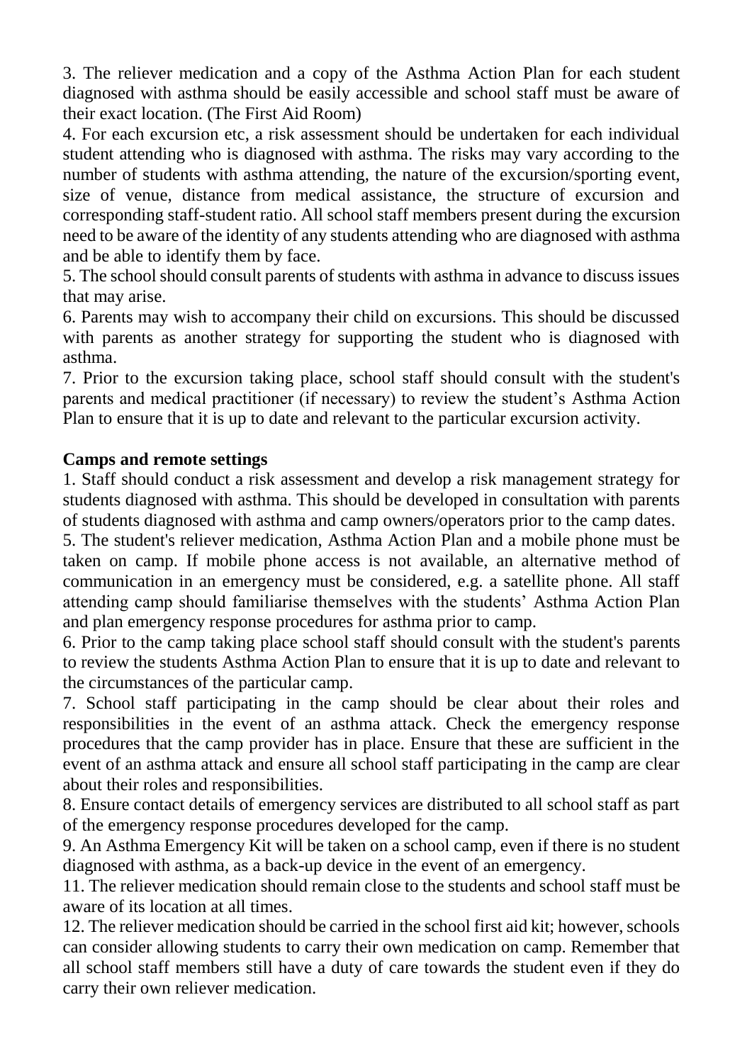3. The reliever medication and a copy of the Asthma Action Plan for each student diagnosed with asthma should be easily accessible and school staff must be aware of their exact location. (The First Aid Room)

4. For each excursion etc, a risk assessment should be undertaken for each individual student attending who is diagnosed with asthma. The risks may vary according to the number of students with asthma attending, the nature of the excursion/sporting event, size of venue, distance from medical assistance, the structure of excursion and corresponding staff-student ratio. All school staff members present during the excursion need to be aware of the identity of any students attending who are diagnosed with asthma and be able to identify them by face.

5. The school should consult parents of students with asthma in advance to discuss issues that may arise.

6. Parents may wish to accompany their child on excursions. This should be discussed with parents as another strategy for supporting the student who is diagnosed with asthma.

7. Prior to the excursion taking place, school staff should consult with the student's parents and medical practitioner (if necessary) to review the student's Asthma Action Plan to ensure that it is up to date and relevant to the particular excursion activity.

**Camps and remote settings**

1. Staff should conduct a risk assessment and develop a risk management strategy for students diagnosed with asthma. This should be developed in consultation with parents of students diagnosed with asthma and camp owners/operators prior to the camp dates.

5. The student's reliever medication, Asthma Action Plan and a mobile phone must be taken on camp. If mobile phone access is not available, an alternative method of communication in an emergency must be considered, e.g. a satellite phone. All staff attending camp should familiarise themselves with the students' Asthma Action Plan and plan emergency response procedures for asthma prior to camp.

6. Prior to the camp taking place school staff should consult with the student's parents to review the students Asthma Action Plan to ensure that it is up to date and relevant to the circumstances of the particular camp.

7. School staff participating in the camp should be clear about their roles and responsibilities in the event of an asthma attack. Check the emergency response procedures that the camp provider has in place. Ensure that these are sufficient in the event of an asthma attack and ensure all school staff participating in the camp are clear about their roles and responsibilities.

8. Ensure contact details of emergency services are distributed to all school staff as part of the emergency response procedures developed for the camp.

9. An Asthma Emergency Kit will be taken on a school camp, even if there is no student diagnosed with asthma, as a back-up device in the event of an emergency.

11. The reliever medication should remain close to the students and school staff must be aware of its location at all times.

12. The reliever medication should be carried in the school first aid kit; however, schools can consider allowing students to carry their own medication on camp. Remember that all school staff members still have a duty of care towards the student even if they do carry their own reliever medication.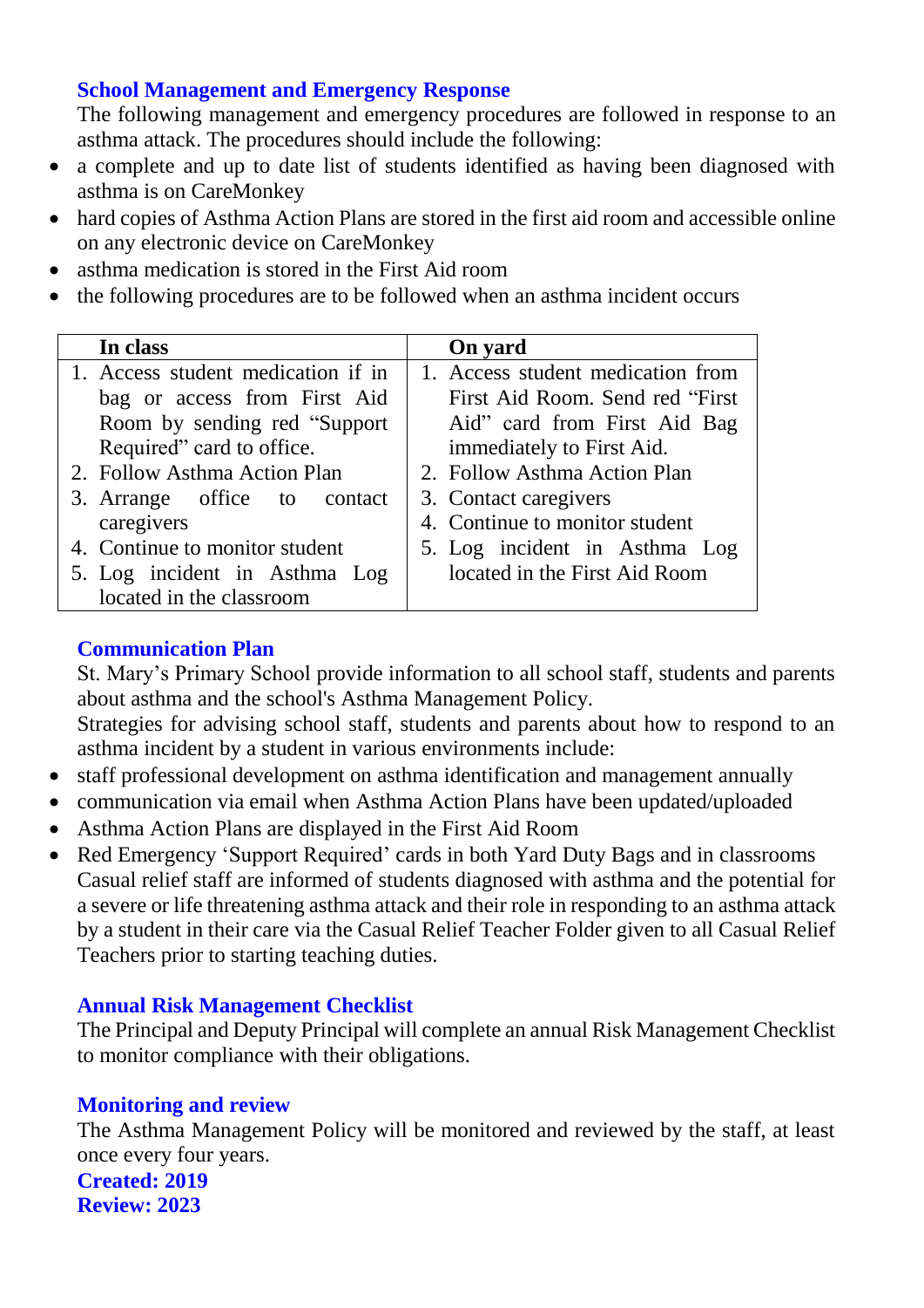## School Management and Emergency Response

The following management and emergency procedures are followed in response to an asthma attack. The procedures should include the following:

- a complete and up to date list of students identified as having been diagnosed with asthma is on CareMonkey
- hard copies of Asthma Action Plans are stored in the first aid room and accessible online on any electronic device on CareMonkey
- asthma medication is stored in the First Aid room
- the following procedures are to be followed when an asthma incident occurs

| In class | On yard |
|---|---|
| 1. Access student medication if in bag or access from First Aid Room by sending red "Support Required" card to office.<br>2. Follow Asthma Action Plan<br>3. Arrange office to contact caregivers<br>4. Continue to monitor student<br>5. Log incident in Asthma Log located in the classroom | 1. Access student medication from First Aid Room. Send red "First Aid" card from First Aid Bag immediately to First Aid.<br>2. Follow Asthma Action Plan<br>3. Contact caregivers<br>4. Continue to monitor student<br>5. Log incident in Asthma Log located in the First Aid Room |

## Communication Plan

St. Mary's Primary School provide information to all school staff, students and parents about asthma and the school's Asthma Management Policy.

Strategies for advising school staff, students and parents about how to respond to an asthma incident by a student in various environments include:

- staff professional development on asthma identification and management annually
- communication via email when Asthma Action Plans have been updated/uploaded
- Asthma Action Plans are displayed in the First Aid Room
- Red Emergency 'Support Required' cards in both Yard Duty Bags and in classrooms

Casual relief staff are informed of students diagnosed with asthma and the potential for a severe or life threatening asthma attack and their role in responding to an asthma attack by a student in their care via the Casual Relief Teacher Folder given to all Casual Relief Teachers prior to starting teaching duties.

## Annual Risk Management Checklist

The Principal and Deputy Principal will complete an annual Risk Management Checklist to monitor compliance with their obligations.

## Monitoring and review

The Asthma Management Policy will be monitored and reviewed by the staff, at least once every four years.

**Created: 2019**
**Review: 2023**